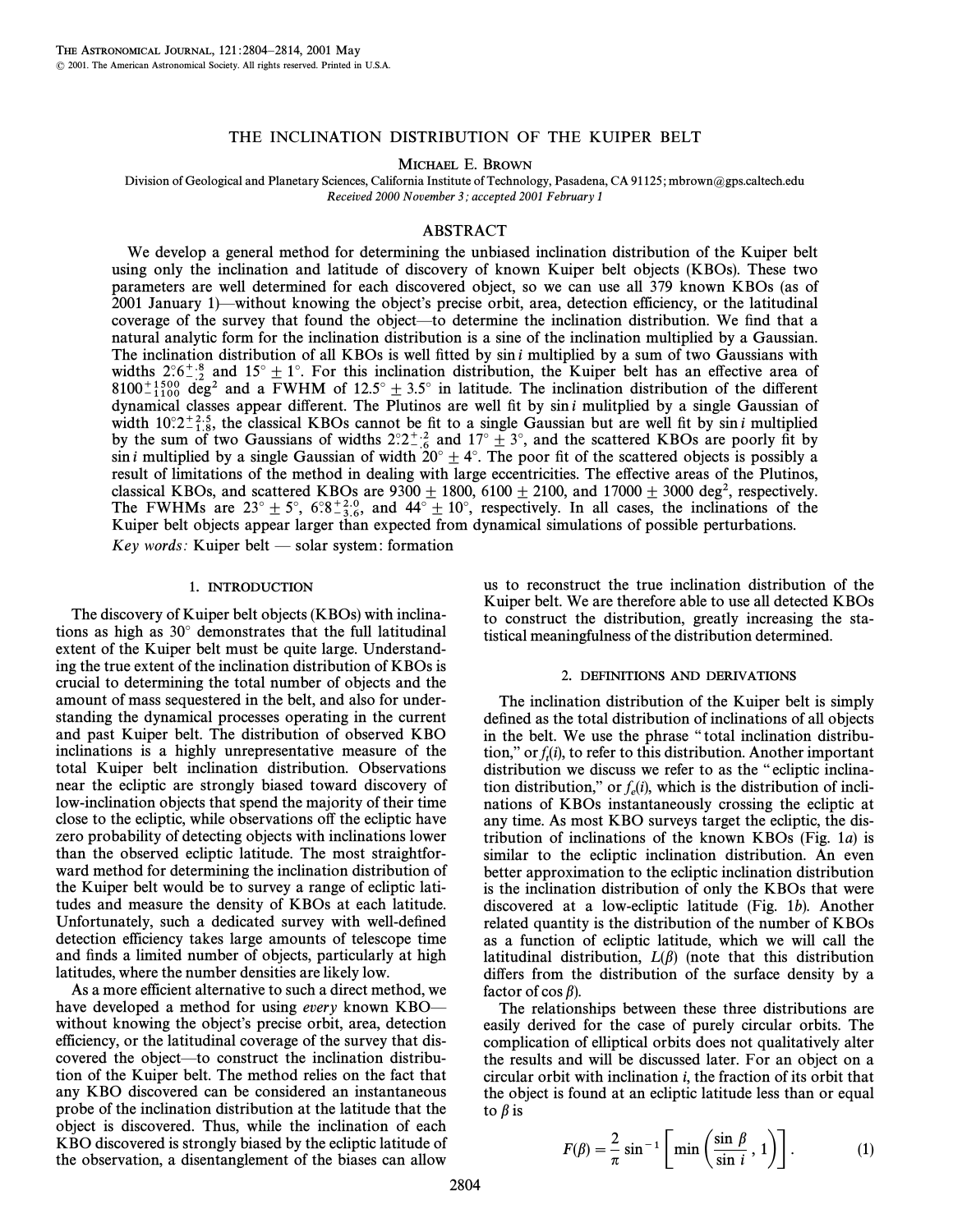# THE INCLINATION DISTRIBUTION OF THE KUIPER BELT

MICHAEL E. BROWN

Division of Geological and Planetary Sciences, California Institute of Technology, Pasadena, CA 91125; mbrown@gps.caltech.edu

*Received 2000 November 3; accepted 2001 February 1*

## ABSTRACT

We develop a general method for determining the unbiased inclination distribution of the Kuiper belt using only the inclination and latitude of discovery of known Kuiper belt objects (KBOs). These two parameters are well determined for each discovered object, so we can use all 379 known KBOs (as of 2001 January 1)—without knowing the object's precise orbit, area, detection efficiency, or the latitudinal coverage of the survey that found the object—to determine the inclination distribution. We find that a natural analytic form for the inclination distribution is a sine of the inclination multiplied by a Gaussian. The inclination distribution of all KBOs is well fitted by sin $i$ multiplied by a sum of two Gaussians with widths $2.^\circ6^{+.8}_{-.2}$ and $15^\circ \pm 1^\circ$. For this inclination distribution, the Kuiper belt has an effective area of $8100^{+1500}_{-1100}$ deg$^2$ and a FWHM of $12.5^\circ \pm 3.5^\circ$ in latitude. The inclination distribution of the different dynamical classes appear different. The Plutinos are well fit by sin $i$ mulitplied by a single Gaussian of width $10.^\circ2^{+2.5}_{-1.8}$, the classical KBOs cannot be fit to a single Gaussian but are well fit by sin $i$ multiplied by the sum of two Gaussians of widths $2.^\circ2^{+.2}_{-.6}$ and $17^\circ \pm 3^\circ$, and the scattered KBOs are poorly fit by sin $i$ multiplied by a single Gaussian of width $20^\circ \pm 4^\circ$. The poor fit of the scattered objects is possibly a result of limitations of the method in dealing with large eccentricities. The effective areas of the Plutinos, classical KBOs, and scattered KBOs are $9300 \pm 1800$, $6100 \pm 2100$, and $17000 \pm 3000$ deg$^2$, respectively. The FWHMs are $23^\circ \pm 5^\circ$, $6.^\circ8^{+2.0}_{-3.6}$, and $44^\circ \pm 10^\circ$, respectively. In all cases, the inclinations of the Kuiper belt objects appear larger than expected from dynamical simulations of possible perturbations.

*Key words:* Kuiper belt — solar system: formation

## 1. INTRODUCTION

The discovery of Kuiper belt objects (KBOs) with inclinations as high as 30° demonstrates that the full latitudinal extent of the Kuiper belt must be quite large. Understanding the true extent of the inclination distribution of KBOs is crucial to determining the total number of objects and the amount of mass sequestered in the belt, and also for understanding the dynamical processes operating in the current and past Kuiper belt. The distribution of observed KBO inclinations is a highly unrepresentative measure of the total Kuiper belt inclination distribution. Observations near the ecliptic are strongly biased toward discovery of low-inclination objects that spend the majority of their time close to the ecliptic, while observations off the ecliptic have zero probability of detecting objects with inclinations lower than the observed ecliptic latitude. The most straightforward method for determining the inclination distribution of the Kuiper belt would be to survey a range of ecliptic latitudes and measure the density of KBOs at each latitude. Unfortunately, such a dedicated survey with well-defined detection efficiency takes large amounts of telescope time and finds a limited number of objects, particularly at high latitudes, where the number densities are likely low.

As a more efficient alternative to such a direct method, we have developed a method for using *every* known KBO—without knowing the object's precise orbit, area, detection efficiency, or the latitudinal coverage of the survey that discovered the object—to construct the inclination distribution of the Kuiper belt. The method relies on the fact that any KBO discovered can be considered an instantaneous probe of the inclination distribution at the latitude that the object is discovered. Thus, while the inclination of each KBO discovered is strongly biased by the ecliptic latitude of the observation, a disentanglement of the biases can allow us to reconstruct the true inclination distribution of the Kuiper belt. We are therefore able to use all detected KBOs to construct the distribution, greatly increasing the statistical meaningfulness of the distribution determined.

## 2. DEFINITIONS AND DERIVATIONS

The inclination distribution of the Kuiper belt is simply defined as the total distribution of inclinations of all objects in the belt. We use the phrase "total inclination distribution," or $f_t(i)$, to refer to this distribution. Another important distribution we discuss we refer to as the "ecliptic inclination distribution," or $f_e(i)$, which is the distribution of inclinations of KBOs instantaneously crossing the ecliptic at any time. As most KBO surveys target the ecliptic, the distribution of inclinations of the known KBOs (Fig. 1*a*) is similar to the ecliptic inclination distribution. An even better approximation to the ecliptic inclination distribution is the inclination distribution of only the KBOs that were discovered at a low-ecliptic latitude (Fig. 1*b*). Another related quantity is the distribution of the number of KBOs as a function of ecliptic latitude, which we will call the latitudinal distribution, $L(\beta)$ (note that this distribution differs from the distribution of the surface density by a factor of cos $\beta$).

The relationships between these three distributions are easily derived for the case of purely circular orbits. The complication of elliptical orbits does not qualitatively alter the results and will be discussed later. For an object on a circular orbit with inclination $i$, the fraction of its orbit that the object is found at an ecliptic latitude less than or equal to $\beta$ is

$$F(\beta) = \frac{2}{\pi} \sin^{-1}\left[\min\left(\frac{\sin \beta}{\sin i}, 1\right)\right]. \quad (1)$$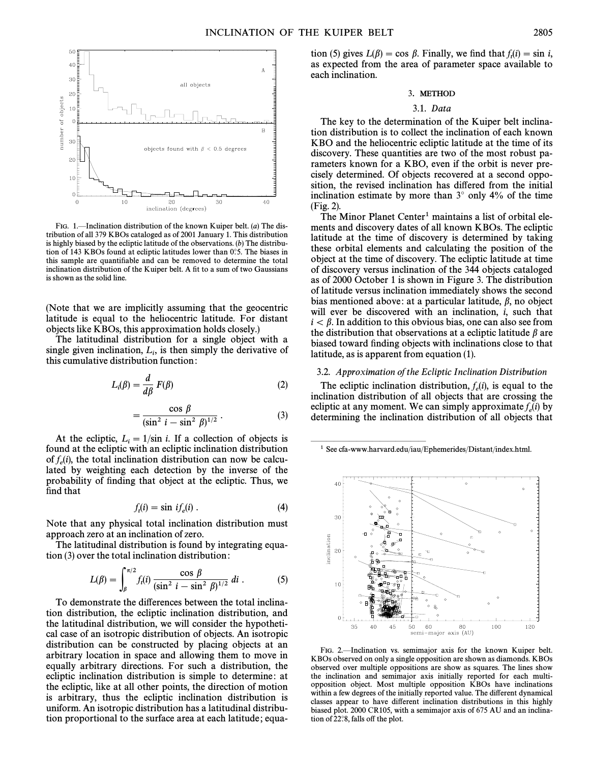FIG. 1.—Inclination distribution of the known Kuiper belt. (*a*) The distribution of all 379 KBOs cataloged as of 2001 January 1. This distribution is highly biased by the ecliptic latitude of the observations. (*b*) The distribution of 143 KBOs found at ecliptic latitudes lower than 0°.5. The biases in this sample are quantifiable and can be removed to determine the total inclination distribution of the Kuiper belt. A fit to a sum of two Gaussians is shown as the solid line.

(Note that we are implicitly assuming that the geocentric latitude is equal to the heliocentric latitude. For distant objects like KBOs, this approximation holds closely.)

The latitudinal distribution for a single object with a single given inclination, $L_i$, is then simply the derivative of this cumulative distribution function:

$$L_i(\beta) = \frac{d}{d\beta} F(\beta) \tag{2}$$

$$= \frac{\cos \beta}{(\sin^2 i - \sin^2 \beta)^{1/2}} . \tag{3}$$

At the ecliptic, $L_i = 1/\sin i$. If a collection of objects is found at the ecliptic with an ecliptic inclination distribution of $f_e(i)$, the total inclination distribution can now be calculated by weighting each detection by the inverse of the probability of finding that object at the ecliptic. Thus, we find that

$$f_t(i) = \sin i f_e(i) . \tag{4}$$

Note that any physical total inclination distribution must approach zero at an inclination of zero.

The latitudinal distribution is found by integrating equation (3) over the total inclination distribution:

$$L(\beta) = \int_{\beta}^{\pi/2} f_t(i) \frac{\cos \beta}{(\sin^2 i - \sin^2 \beta)^{1/2}} \, di . \tag{5}$$

To demonstrate the differences between the total inclination distribution, the ecliptic inclination distribution, and the latitudinal distribution, we will consider the hypothetical case of an isotropic distribution of objects. An isotropic distribution can be constructed by placing objects at an arbitrary location in space and allowing them to move in equally arbitrary directions. For such a distribution, the ecliptic inclination distribution is simple to determine: at the ecliptic, like at all other points, the direction of motion is arbitrary, thus the ecliptic inclination distribution is uniform. An isotropic distribution has a latitudinal distribution proportional to the surface area at each latitude; equation (5) gives $L(\beta) = \cos \beta$. Finally, we find that $f_t(i) = \sin i$, as expected from the area of parameter space available to each inclination.

## 3. METHOD

### 3.1. *Data*

The key to the determination of the Kuiper belt inclination distribution is to collect the inclination of each known KBO and the heliocentric ecliptic latitude at the time of its discovery. These quantities are two of the most robust parameters known for a KBO, even if the orbit is never precisely determined. Of objects recovered at a second opposition, the revised inclination has differed from the initial inclination estimate by more than 3° only 4% of the time (Fig. 2).

The Minor Planet Center[1] maintains a list of orbital elements and discovery dates of all known KBOs. The ecliptic latitude at the time of discovery is determined by taking these orbital elements and calculating the position of the object at the time of discovery. The ecliptic latitude at time of discovery versus inclination of the 344 objects cataloged as of 2000 October 1 is shown in Figure 3. The distribution of latitude versus inclination immediately shows the second bias mentioned above: at a particular latitude, $\beta$, no object will ever be discovered with an inclination, $i$, such that $i < \beta$. In addition to this obvious bias, one can also see from the distribution that observations at a ecliptic latitude $\beta$ are biased toward finding objects with inclinations close to that latitude, as is apparent from equation (1).

### 3.2. *Approximation of the Ecliptic Inclination Distribution*

The ecliptic inclination distribution, $f_e(i)$, is equal to the inclination distribution of all objects that are crossing the ecliptic at any moment. We can simply approximate $f_e(i)$ by determining the inclination distribution of all objects that

[1] See cfa-www.harvard.edu/iau/Ephemerides/Distant/index.html.

FIG. 2.—Inclination vs. semimajor axis for the known Kuiper belt. KBOs observed on only a single opposition are shown as diamonds. KBOs observed over multiple oppositions are show as squares. The lines show the inclination and semimajor axis initially reported for each multi-opposition object. Most multiple opposition KBOs have inclinations within a few degrees of the initially reported value. The different dynamical classes appear to have different inclination distributions in this highly biased plot. 2000 CR105, with a semimajor axis of 675 AU and an inclination of 22°.8, falls off the plot.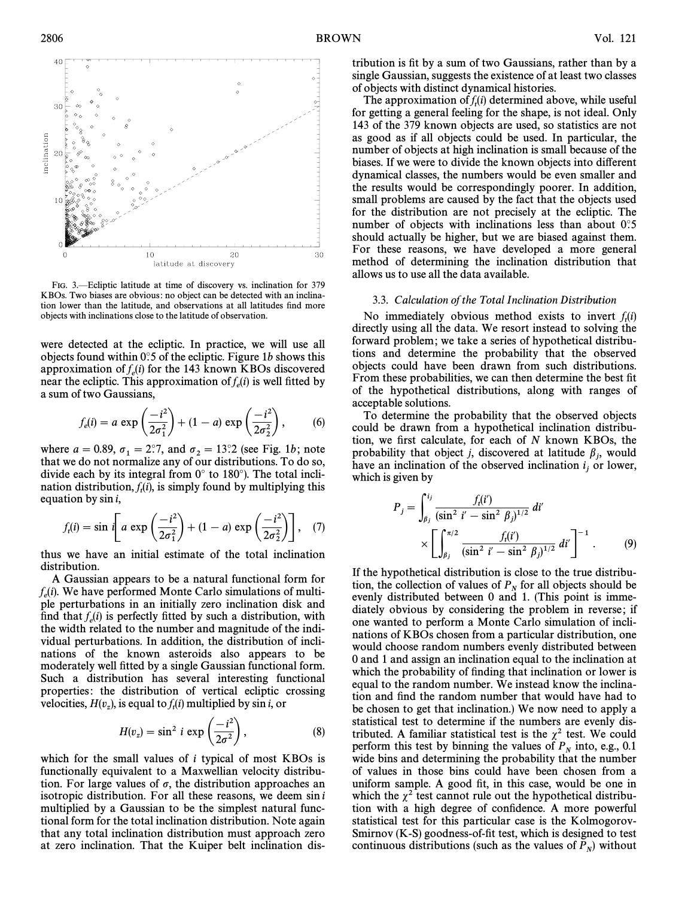FIG. 3.—Ecliptic latitude at time of discovery vs. inclination for 379 KBOs. Two biases are obvious: no object can be detected with an inclination lower than the latitude, and observations at all latitudes find more objects with inclinations close to the latitude of observation.

were detected at the ecliptic. In practice, we will use all objects found within 0°.5 of the ecliptic. Figure 1*b* shows this approximation of $f_e(i)$ for the 143 known KBOs discovered near the ecliptic. This approximation of $f_e(i)$ is well fitted by a sum of two Gaussians,

$$f_e(i) = a \exp\left(\frac{-i^2}{2\sigma_1^2}\right) + (1-a)\exp\left(\frac{-i^2}{2\sigma_2^2}\right), \quad (6)$$

where $a = 0.89$, $\sigma_1 = 2°.7$, and $\sigma_2 = 13°.2$ (see Fig. 1*b*; note that we do not normalize any of our distributions. To do so, divide each by its integral from 0° to 180°). The total inclination distribution, $f_t(i)$, is simply found by multiplying this equation by $\sin i$,

$$f_t(i) = \sin i\left[a \exp\left(\frac{-i^2}{2\sigma_1^2}\right) + (1-a)\exp\left(\frac{-i^2}{2\sigma_2^2}\right)\right], \quad (7)$$

thus we have an initial estimate of the total inclination distribution.

A Gaussian appears to be a natural functional form for $f_e(i)$. We have performed Monte Carlo simulations of multiple perturbations in an initially zero inclination disk and find that $f_e(i)$ is perfectly fitted by such a distribution, with the width related to the number and magnitude of the individual perturbations. In addition, the distribution of inclinations of the known asteroids also appears to be moderately well fitted by a single Gaussian functional form. Such a distribution has several interesting functional properties: the distribution of vertical ecliptic crossing velocities, $H(v_z)$, is equal to $f_t(i)$ multiplied by $\sin i$, or

$$H(v_z) = \sin^2 i \exp\left(\frac{-i^2}{2\sigma^2}\right), \quad (8)$$

which for the small values of $i$ typical of most KBOs is functionally equivalent to a Maxwellian velocity distribution. For large values of $\sigma$, the distribution approaches an isotropic distribution. For all these reasons, we deem $\sin i$ multiplied by a Gaussian to be the simplest natural functional form for the total inclination distribution. Note again that any total inclination distribution must approach zero at zero inclination. That the Kuiper belt inclination distribution is fit by a sum of two Gaussians, rather than by a single Gaussian, suggests the existence of at least two classes of objects with distinct dynamical histories.

The approximation of $f_t(i)$ determined above, while useful for getting a general feeling for the shape, is not ideal. Only 143 of the 379 known objects are used, so statistics are not as good as if all objects could be used. In particular, the number of objects at high inclination is small because of the biases. If we were to divide the known objects into different dynamical classes, the numbers would be even smaller and the results would be correspondingly poorer. In addition, small problems are caused by the fact that the objects used for the distribution are not precisely at the ecliptic. The number of objects with inclinations less than about 0°.5 should actually be higher, but we are biased against them. For these reasons, we have developed a more general method of determining the inclination distribution that allows us to use all the data available.

### 3.3. *Calculation of the Total Inclination Distribution*

No immediately obvious method exists to invert $f_t(i)$ directly using all the data. We resort instead to solving the forward problem; we take a series of hypothetical distributions and determine the probability that the observed objects could have been drawn from such distributions. From these probabilities, we can then determine the best fit of the hypothetical distributions, along with ranges of acceptable solutions.

To determine the probability that the observed objects could be drawn from a hypothetical inclination distribution, we first calculate, for each of $N$ known KBOs, the probability that object $j$, discovered at latitude $\beta_j$, would have an inclination of the observed inclination $i_j$ or lower, which is given by

$$P_j = \int_{\beta_j}^{i_j} \frac{f_t(i')}{(\sin^2 i' - \sin^2 \beta_j)^{1/2}}\, di' \times \left[\int_{\beta_j}^{\pi/2} \frac{f_t(i')}{(\sin^2 i' - \sin^2 \beta_j)^{1/2}}\, di'\right]^{-1}. \quad (9)$$

If the hypothetical distribution is close to the true distribution, the collection of values of $P_N$ for all objects should be evenly distributed between 0 and 1. (This point is immediately obvious by considering the problem in reverse; if one wanted to perform a Monte Carlo simulation of inclinations of KBOs chosen from a particular distribution, one would choose random numbers evenly distributed between 0 and 1 and assign an inclination equal to the inclination at which the probability of finding that inclination or lower is equal to the random number. We instead know the inclination and find the random number that would have had to be chosen to get that inclination.) We now need to apply a statistical test to determine if the numbers are evenly distributed. A familiar statistical test is the $\chi^2$ test. We could perform this test by binning the values of $P_N$ into, e.g., 0.1 wide bins and determining the probability that the number of values in those bins could have been chosen from a uniform sample. A good fit, in this case, would be one in which the $\chi^2$ test cannot rule out the hypothetical distribution with a high degree of confidence. A more powerful statistical test for this particular case is the Kolmogorov-Smirnov (K-S) goodness-of-fit test, which is designed to test continuous distributions (such as the values of $P_N$) without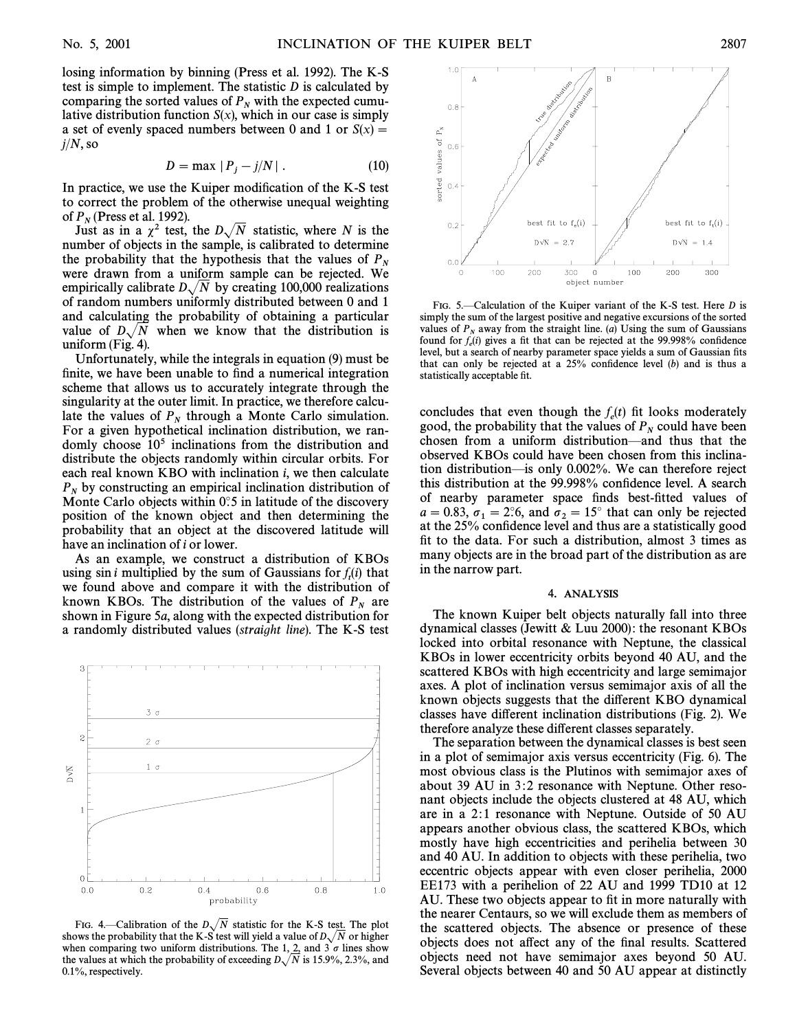losing information by binning (Press et al. 1992). The K-S test is simple to implement. The statistic $D$ is calculated by comparing the sorted values of $P_N$ with the expected cumulative distribution function $S(x)$, which in our case is simply a set of evenly spaced numbers between 0 and 1 or $S(x) = j/N$, so

$$D = \max |P_j - j/N| . \tag{10}$$

In practice, we use the Kuiper modification of the K-S test to correct the problem of the otherwise unequal weighting of $P_N$ (Press et al. 1992).

Just as in a $\chi^2$ test, the $D\sqrt{N}$ statistic, where $N$ is the number of objects in the sample, is calibrated to determine the probability that the hypothesis that the values of $P_N$ were drawn from a uniform sample can be rejected. We empirically calibrate $D\sqrt{N}$ by creating 100,000 realizations of random numbers uniformly distributed between 0 and 1 and calculating the probability of obtaining a particular value of $D\sqrt{N}$ when we know that the distribution is uniform (Fig. 4).

Unfortunately, while the integrals in equation (9) must be finite, we have been unable to find a numerical integration scheme that allows us to accurately integrate through the singularity at the outer limit. In practice, we therefore calculate the values of $P_N$ through a Monte Carlo simulation. For a given hypothetical inclination distribution, we randomly choose $10^5$ inclinations from the distribution and distribute the objects randomly within circular orbits. For each real known KBO with inclination $i$, we then calculate $P_N$ by constructing an empirical inclination distribution of Monte Carlo objects within $0\overset{\circ}{.}5$ in latitude of the discovery position of the known object and then determining the probability that an object at the discovered latitude will have an inclination of $i$ or lower.

As an example, we construct a distribution of KBOs using $\sin i$ multiplied by the sum of Gaussians for $f_t(i)$ that we found above and compare it with the distribution of known KBOs. The distribution of the values of $P_N$ are shown in Figure 5*a*, along with the expected distribution for a randomly distributed values (*straight line*). The K-S test concludes that even though the $f_e(t)$ fit looks moderately good, the probability that the values of $P_N$ could have been chosen from a uniform distribution—and thus that the observed KBOs could have been chosen from this inclination distribution—is only 0.002%. We can therefore reject this distribution at the 99.998% confidence level. A search of nearby parameter space finds best-fitted values of $a = 0.83$, $\sigma_1 = 2\overset{\circ}{.}6$, and $\sigma_2 = 15°$ that can only be rejected at the 25% confidence level and thus are a statistically good fit to the data. For such a distribution, almost 3 times as many objects are in the broad part of the distribution as are in the narrow part.

FIG. 4.—Calibration of the $D\sqrt{N}$ statistic for the K-S test. The plot shows the probability that the K-S test will yield a value of $D\sqrt{N}$ or higher when comparing two uniform distributions. The 1, 2, and 3 $\sigma$ lines show the values at which the probability of exceeding $D\sqrt{N}$ is 15.9%, 2.3%, and 0.1%, respectively.

FIG. 5.—Calculation of the Kuiper variant of the K-S test. Here $D$ is simply the sum of the largest positive and negative excursions of the sorted values of $P_N$ away from the straight line. (*a*) Using the sum of Gaussians found for $f_e(i)$ gives a fit that can be rejected at the 99.998% confidence level, but a search of nearby parameter space yields a sum of Gaussian fits that can only be rejected at a 25% confidence level (*b*) and is thus a statistically acceptable fit.

## 4. ANALYSIS

The known Kuiper belt objects naturally fall into three dynamical classes (Jewitt & Luu 2000): the resonant KBOs locked into orbital resonance with Neptune, the classical KBOs in lower eccentricity orbits beyond 40 AU, and the scattered KBOs with high eccentricity and large semimajor axes. A plot of inclination versus semimajor axis of all the known objects suggests that the different KBO dynamical classes have different inclination distributions (Fig. 2). We therefore analyze these different classes separately.

The separation between the dynamical classes is best seen in a plot of semimajor axis versus eccentricity (Fig. 6). The most obvious class is the Plutinos with semimajor axes of about 39 AU in 3:2 resonance with Neptune. Other resonant objects include the objects clustered at 48 AU, which are in a 2:1 resonance with Neptune. Outside of 50 AU appears another obvious class, the scattered KBOs, which mostly have high eccentricities and perihelia between 30 and 40 AU. In addition to objects with these perihelia, two eccentric objects appear with even closer perihelia, 2000 EE173 with a perihelion of 22 AU and 1999 TD10 at 12 AU. These two objects appear to fit in more naturally with the nearer Centaurs, so we will exclude them as members of the scattered objects. The absence or presence of these objects does not affect any of the final results. Scattered objects need not have semimajor axes beyond 50 AU. Several objects between 40 and 50 AU appear at distinctly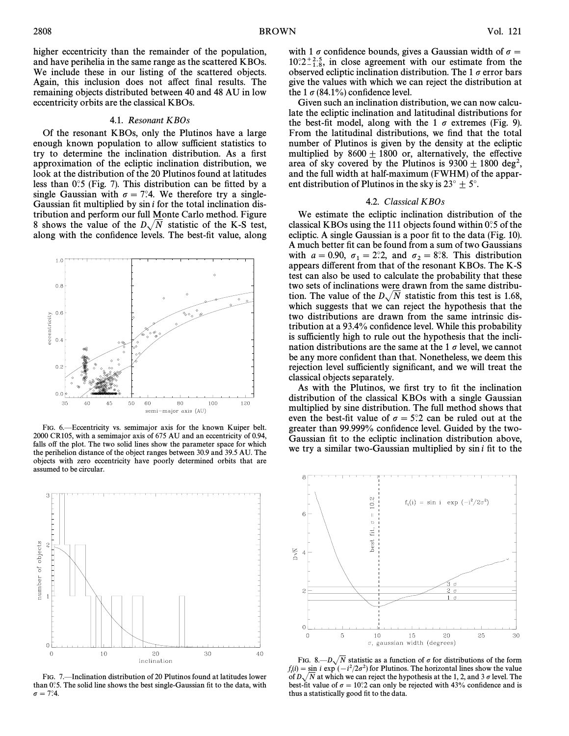higher eccentricity than the remainder of the population, and have perihelia in the same range as the scattered KBOs. We include these in our listing of the scattered objects. Again, this inclusion does not affect final results. The remaining objects distributed between 40 and 48 AU in low eccentricity orbits are the classical KBOs.

### 4.1. *Resonant KBOs*

Of the resonant KBOs, only the Plutinos have a large enough known population to allow sufficient statistics to try to determine the inclination distribution. As a first approximation of the ecliptic inclination distribution, we look at the distribution of the 20 Plutinos found at latitudes less than 0°.5 (Fig. 7). This distribution can be fitted by a single Gaussian with $\sigma = 7°.4$. We therefore try a single-Gaussian fit multiplied by $\sin i$ for the total inclination distribution and perform our full Monte Carlo method. Figure 8 shows the value of the $D\sqrt{N}$ statistic of the K-S test, along with the confidence levels. The best-fit value, along with 1 $\sigma$ confidence bounds, gives a Gaussian width of $\sigma = 10°.2^{+2.5}_{-1.8}$, in close agreement with our estimate from the observed ecliptic inclination distribution. The 1 $\sigma$ error bars give the values with which we can reject the distribution at the 1 $\sigma$ (84.1%) confidence level.

Given such an inclination distribution, we can now calculate the ecliptic inclination and latitudinal distributions for the best-fit model, along with the 1 $\sigma$ extremes (Fig. 9). From the latitudinal distributions, we find that the total number of Plutinos is given by the density at the ecliptic multiplied by $8600 \pm 1800$ or, alternatively, the effective area of sky covered by the Plutinos is $9300 \pm 1800$ deg$^2$, and the full width at half-maximum (FWHM) of the apparent distribution of Plutinos in the sky is $23° \pm 5°$.

Fig. 6.—Eccentricity vs. semimajor axis for the known Kuiper belt. 2000 CR105, with a semimajor axis of 675 AU and an eccentricity of 0.94, falls off the plot. The two solid lines show the parameter space for which the perihelion distance of the object ranges between 30.9 and 39.5 AU. The objects with zero eccentricity have poorly determined orbits that are assumed to be circular.

Fig. 7.—Inclination distribution of 20 Plutinos found at latitudes lower than 0°.5. The solid line shows the best single-Gaussian fit to the data, with $\sigma = 7°.4$.

### 4.2. *Classical KBOs*

We estimate the ecliptic inclination distribution of the classical KBOs using the 111 objects found within 0°.5 of the ecliptic. A single Gaussian is a poor fit to the data (Fig. 10). A much better fit can be found from a sum of two Gaussians with $a = 0.90$, $\sigma_1 = 2°.2$, and $\sigma_2 = 8°.8$. This distribution appears different from that of the resonant KBOs. The K-S test can also be used to calculate the probability that these two sets of inclinations were drawn from the same distribution. The value of the $D\sqrt{N}$ statistic from this test is 1.68, which suggests that we can reject the hypothesis that the two distributions are drawn from the same intrinsic distribution at a 93.4% confidence level. While this probability is sufficiently high to rule out the hypothesis that the inclination distributions are the same at the 1 $\sigma$ level, we cannot be any more confident than that. Nonetheless, we deem this rejection level sufficiently significant, and we will treat the classical objects separately.

As with the Plutinos, we first try to fit the inclination distribution of the classical KBOs with a single Gaussian multiplied by sine distribution. The full method shows that even the best-fit value of $\sigma = 5°.2$ can be ruled out at the greater than 99.999% confidence level. Guided by the two-Gaussian fit to the ecliptic inclination distribution above, we try a similar two-Gaussian multiplied by $\sin i$ fit to the

Fig. 8.—$D\sqrt{N}$ statistic as a function of $\sigma$ for distributions of the form $f_i(i) = \sin i \exp(-i^2/2\sigma^2)$ for Plutinos. The horizontal lines show the value of $D\sqrt{N}$ at which we can reject the hypothesis at the 1, 2, and 3 $\sigma$ level. The best-fit value of $\sigma = 10°.2$ can only be rejected with 43% confidence and is thus a statistically good fit to the data.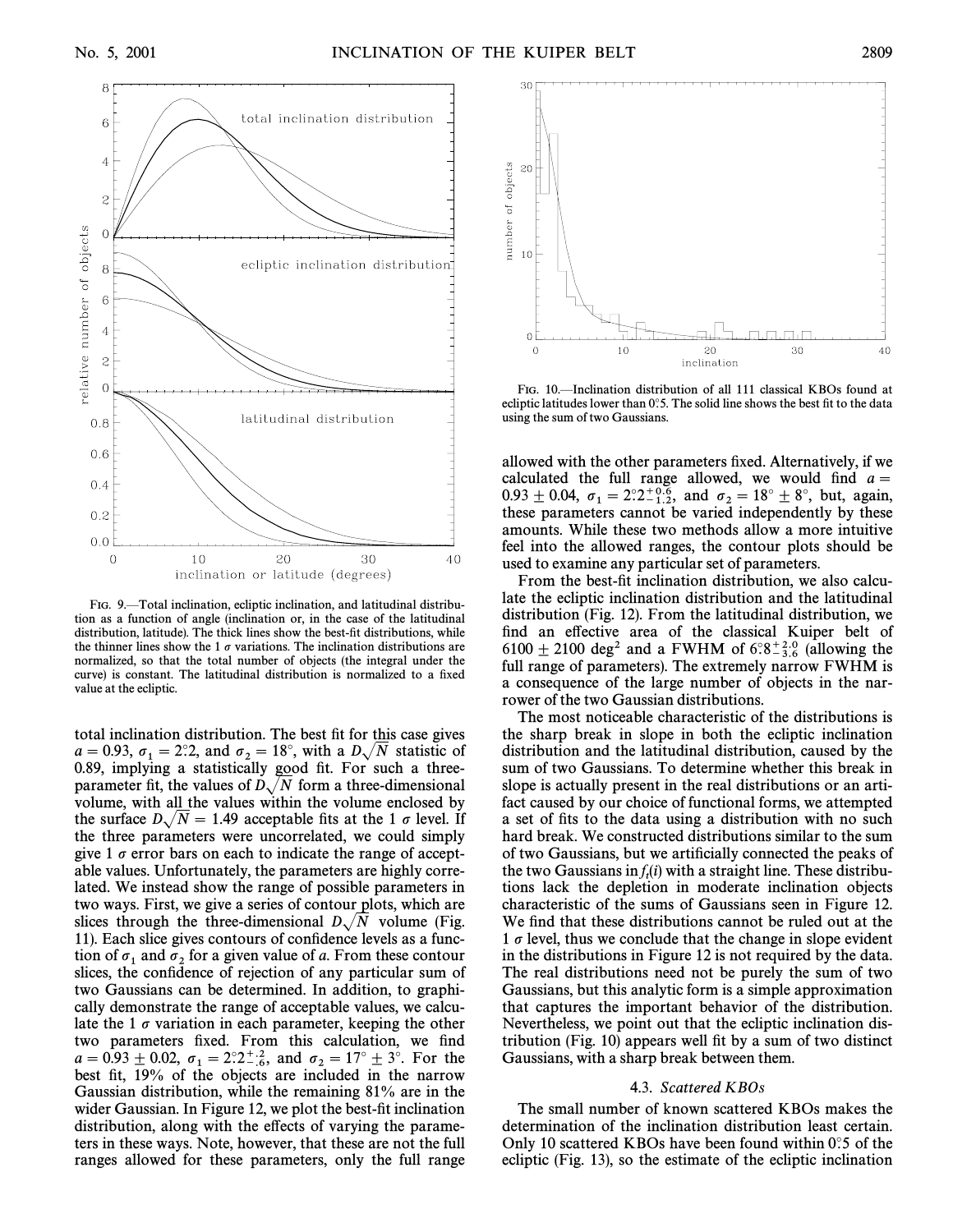FIG. 9.—Total inclination, ecliptic inclination, and latitudinal distribution as a function of angle (inclination or, in the case of the latitudinal distribution, latitude). The thick lines show the best-fit distributions, while the thinner lines show the 1 $\sigma$ variations. The inclination distributions are normalized, so that the total number of objects (the integral under the curve) is constant. The latitudinal distribution is normalized to a fixed value at the ecliptic.

total inclination distribution. The best fit for this case gives $a = 0.93$, $\sigma_1 = 2.2^\circ$, and $\sigma_2 = 18^\circ$, with a $D\sqrt{N}$ statistic of 0.89, implying a statistically good fit. For such a three-parameter fit, the values of $D\sqrt{N}$ form a three-dimensional volume, with all the values within the volume enclosed by the surface $D\sqrt{N} = 1.49$ acceptable fits at the 1 $\sigma$ level. If the three parameters were uncorrelated, we could simply give 1 $\sigma$ error bars on each to indicate the range of acceptable values. Unfortunately, the parameters are highly correlated. We instead show the range of possible parameters in two ways. First, we give a series of contour plots, which are slices through the three-dimensional $D\sqrt{N}$ volume (Fig. 11). Each slice gives contours of confidence levels as a function of $\sigma_1$ and $\sigma_2$ for a given value of $a$. From these contour slices, the confidence of rejection of any particular sum of two Gaussians can be determined. In addition, to graphically demonstrate the range of acceptable values, we calculate the 1 $\sigma$ variation in each parameter, keeping the other two parameters fixed. From this calculation, we find $a = 0.93 \pm 0.02$, $\sigma_1 = 2.2^{\circ}{}^{+.2}_{-.6}$, and $\sigma_2 = 17^\circ \pm 3^\circ$. For the best fit, 19% of the objects are included in the narrow Gaussian distribution, while the remaining 81% are in the wider Gaussian. In Figure 12, we plot the best-fit inclination distribution, along with the effects of varying the parameters in these ways. Note, however, that these are not the full ranges allowed for these parameters, only the full range allowed with the other parameters fixed. Alternatively, if we calculated the full range allowed, we would find $a = 0.93 \pm 0.04$, $\sigma_1 = 2.2^{\circ}{}^{+0.6}_{-1.2}$, and $\sigma_2 = 18^\circ \pm 8^\circ$, but, again, these parameters cannot be varied independently by these amounts. While these two methods allow a more intuitive feel into the allowed ranges, the contour plots should be used to examine any particular set of parameters.

FIG. 10.—Inclination distribution of all 111 classical KBOs found at ecliptic latitudes lower than 0.5°. The solid line shows the best fit to the data using the sum of two Gaussians.

From the best-fit inclination distribution, we also calculate the ecliptic inclination distribution and the latitudinal distribution (Fig. 12). From the latitudinal distribution, we find an effective area of the classical Kuiper belt of $6100 \pm 2100$ deg$^2$ and a FWHM of $6.8^{\circ}{}^{+2.0}_{-3.6}$ (allowing the full range of parameters). The extremely narrow FWHM is a consequence of the large number of objects in the narrower of the two Gaussian distributions.

The most noticeable characteristic of the distributions is the sharp break in slope in both the ecliptic inclination distribution and the latitudinal distribution, caused by the sum of two Gaussians. To determine whether this break in slope is actually present in the real distributions or an artifact caused by our choice of functional forms, we attempted a set of fits to the data using a distribution with no such hard break. We constructed distributions similar to the sum of two Gaussians, but we artificially connected the peaks of the two Gaussians in $f_t(i)$ with a straight line. These distributions lack the depletion in moderate inclination objects characteristic of the sums of Gaussians seen in Figure 12. We find that these distributions cannot be ruled out at the 1 $\sigma$ level, thus we conclude that the change in slope evident in the distributions in Figure 12 is not required by the data. The real distributions need not be purely the sum of two Gaussians, but this analytic form is a simple approximation that captures the important behavior of the distribution. Nevertheless, we point out that the ecliptic inclination distribution (Fig. 10) appears well fit by a sum of two distinct Gaussians, with a sharp break between them.

### 4.3. *Scattered KBOs*

The small number of known scattered KBOs makes the determination of the inclination distribution least certain. Only 10 scattered KBOs have been found within 0.5° of the ecliptic (Fig. 13), so the estimate of the ecliptic inclination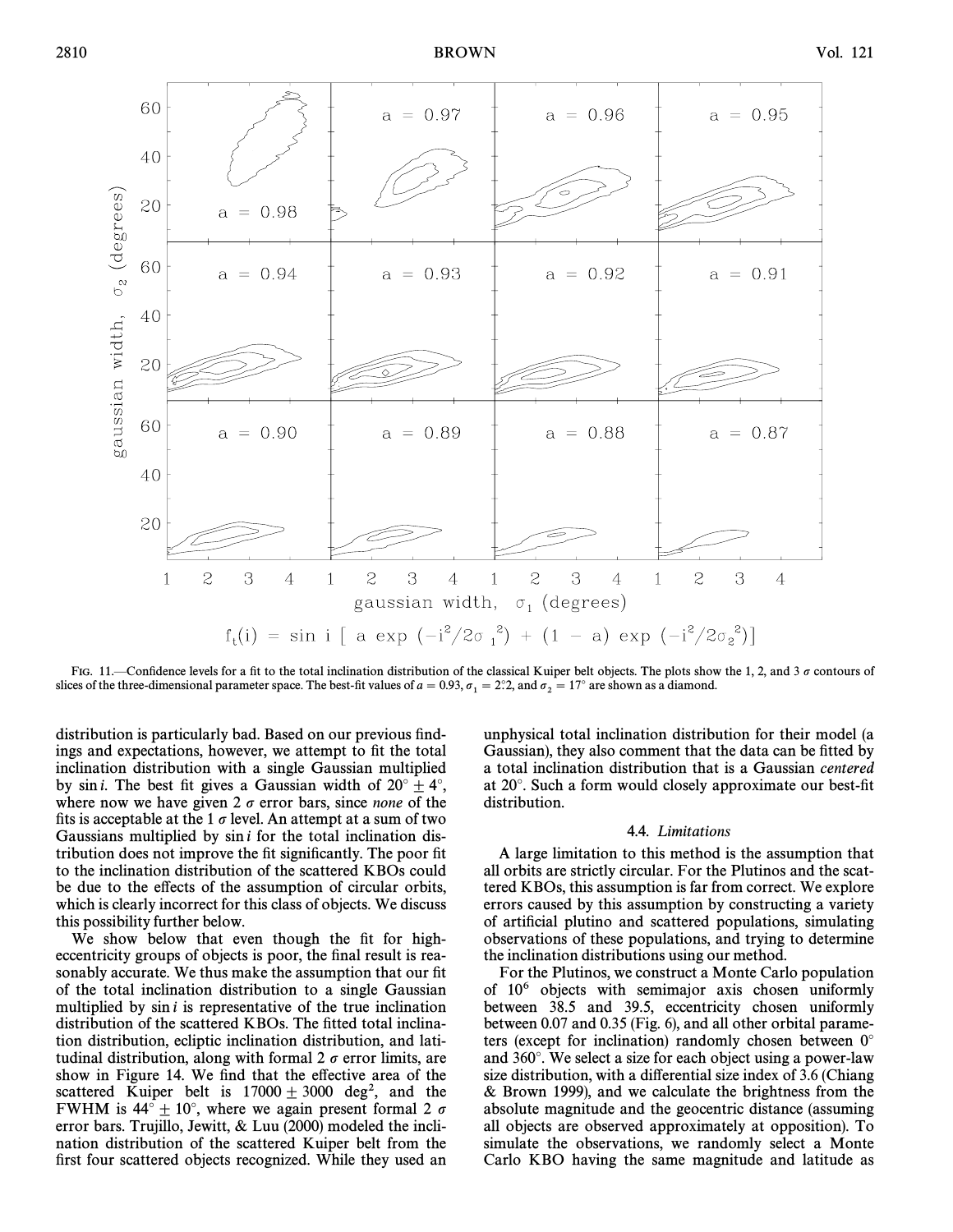$$f_t(i) = \sin i \left[ a \exp(-i^2/2\sigma_1^2) + (1 - a) \exp(-i^2/2\sigma_2^2) \right]$$

FIG. 11.—Confidence levels for a fit to the total inclination distribution of the classical Kuiper belt objects. The plots show the 1, 2, and 3 $\sigma$ contours of slices of the three-dimensional parameter space. The best-fit values of $a = 0.93$, $\sigma_1 = 2.2°$, and $\sigma_2 = 17°$ are shown as a diamond.

distribution is particularly bad. Based on our previous findings and expectations, however, we attempt to fit the total inclination distribution with a single Gaussian multiplied by $\sin i$. The best fit gives a Gaussian width of $20° \pm 4°$, where now we have given 2 $\sigma$ error bars, since *none* of the fits is acceptable at the 1 $\sigma$ level. An attempt at a sum of two Gaussians multiplied by $\sin i$ for the total inclination distribution does not improve the fit significantly. The poor fit to the inclination distribution of the scattered KBOs could be due to the effects of the assumption of circular orbits, which is clearly incorrect for this class of objects. We discuss this possibility further below.

We show below that even though the fit for high-eccentricity groups of objects is poor, the final result is reasonably accurate. We thus make the assumption that our fit of the total inclination distribution to a single Gaussian multiplied by $\sin i$ is representative of the true inclination distribution of the scattered KBOs. The fitted total inclination distribution, ecliptic inclination distribution, and latitudinal distribution, along with formal 2 $\sigma$ error limits, are show in Figure 14. We find that the effective area of the scattered Kuiper belt is $17000 \pm 3000$ deg$^2$, and the FWHM is $44° \pm 10°$, where we again present formal 2 $\sigma$ error bars. Trujillo, Jewitt, & Luu (2000) modeled the inclination distribution of the scattered Kuiper belt from the first four scattered objects recognized. While they used an unphysical total inclination distribution for their model (a Gaussian), they also comment that the data can be fitted by a total inclination distribution that is a Gaussian *centered* at 20°. Such a form would closely approximate our best-fit distribution.

### 4.4. *Limitations*

A large limitation to this method is the assumption that all orbits are strictly circular. For the Plutinos and the scattered KBOs, this assumption is far from correct. We explore errors caused by this assumption by constructing a variety of artificial plutino and scattered populations, simulating observations of these populations, and trying to determine the inclination distributions using our method.

For the Plutinos, we construct a Monte Carlo population of $10^6$ objects with semimajor axis chosen uniformly between 38.5 and 39.5, eccentricity chosen uniformly between 0.07 and 0.35 (Fig. 6), and all other orbital parameters (except for inclination) randomly chosen between 0° and 360°. We select a size for each object using a power-law size distribution, with a differential size index of 3.6 (Chiang & Brown 1999), and we calculate the brightness from the absolute magnitude and the geocentric distance (assuming all objects are observed approximately at opposition). To simulate the observations, we randomly select a Monte Carlo KBO having the same magnitude and latitude as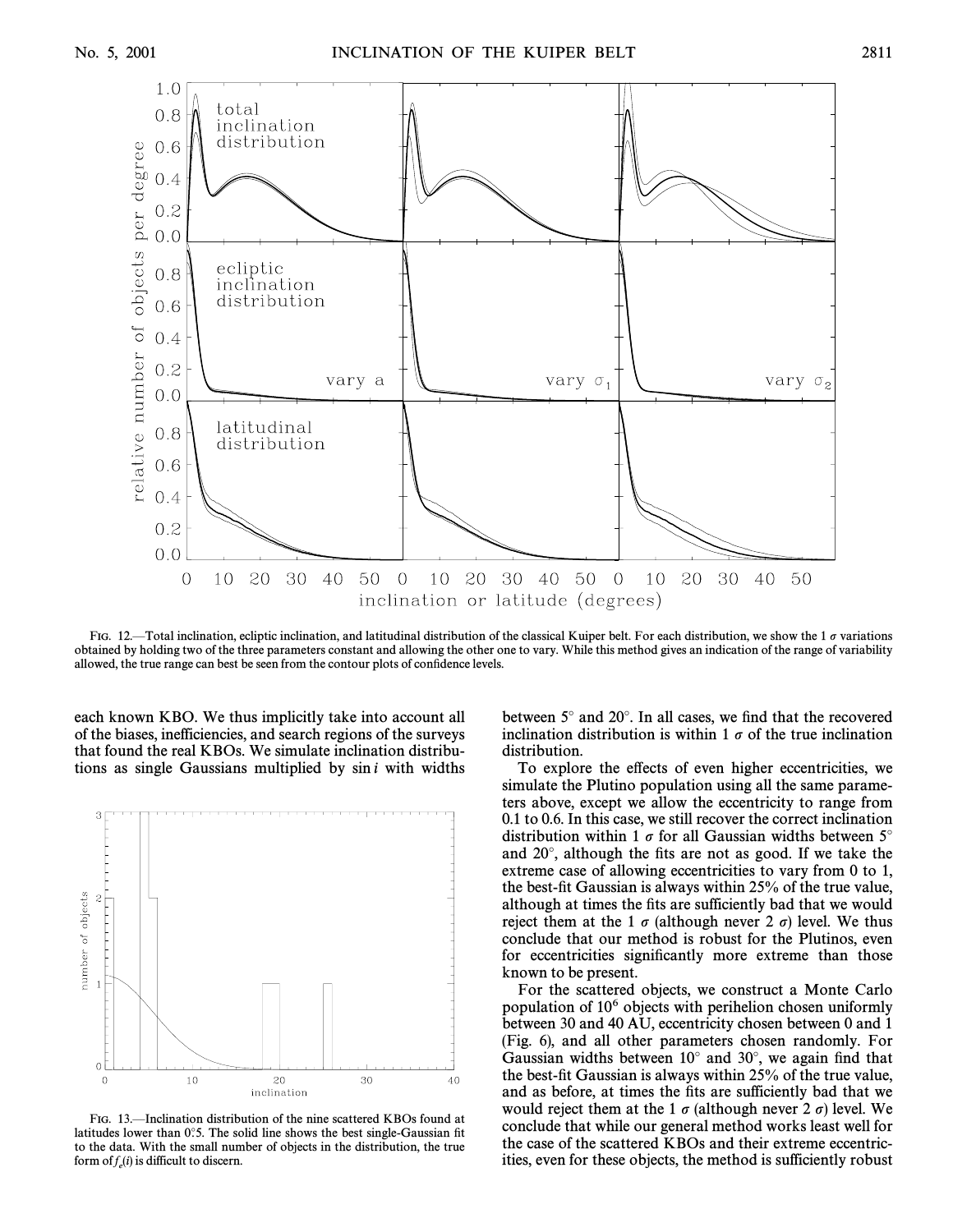FIG. 12.—Total inclination, ecliptic inclination, and latitudinal distribution of the classical Kuiper belt. For each distribution, we show the 1 $\sigma$ variations obtained by holding two of the three parameters constant and allowing the other one to vary. While this method gives an indication of the range of variability allowed, the true range can best be seen from the contour plots of confidence levels.

each known KBO. We thus implicitly take into account all of the biases, inefficiencies, and search regions of the surveys that found the real KBOs. We simulate inclination distributions as single Gaussians multiplied by $\sin i$ with widths between 5° and 20°. In all cases, we find that the recovered inclination distribution is within 1 $\sigma$ of the true inclination distribution.

FIG. 13.—Inclination distribution of the nine scattered KBOs found at latitudes lower than 0°.5. The solid line shows the best single-Gaussian fit to the data. With the small number of objects in the distribution, the true form of $f_e(i)$ is difficult to discern.

To explore the effects of even higher eccentricities, we simulate the Plutino population using all the same parameters above, except we allow the eccentricity to range from 0.1 to 0.6. In this case, we still recover the correct inclination distribution within 1 $\sigma$ for all Gaussian widths between 5° and 20°, although the fits are not as good. If we take the extreme case of allowing eccentricities to vary from 0 to 1, the best-fit Gaussian is always within 25% of the true value, although at times the fits are sufficiently bad that we would reject them at the 1 $\sigma$ (although never 2 $\sigma$) level. We thus conclude that our method is robust for the Plutinos, even for eccentricities significantly more extreme than those known to be present.

For the scattered objects, we construct a Monte Carlo population of $10^6$ objects with perihelion chosen uniformly between 30 and 40 AU, eccentricity chosen between 0 and 1 (Fig. 6), and all other parameters chosen randomly. For Gaussian widths between 10° and 30°, we again find that the best-fit Gaussian is always within 25% of the true value, and as before, at times the fits are sufficiently bad that we would reject them at the 1 $\sigma$ (although never 2 $\sigma$) level. We conclude that while our general method works least well for the case of the scattered KBOs and their extreme eccentricities, even for these objects, the method is sufficiently robust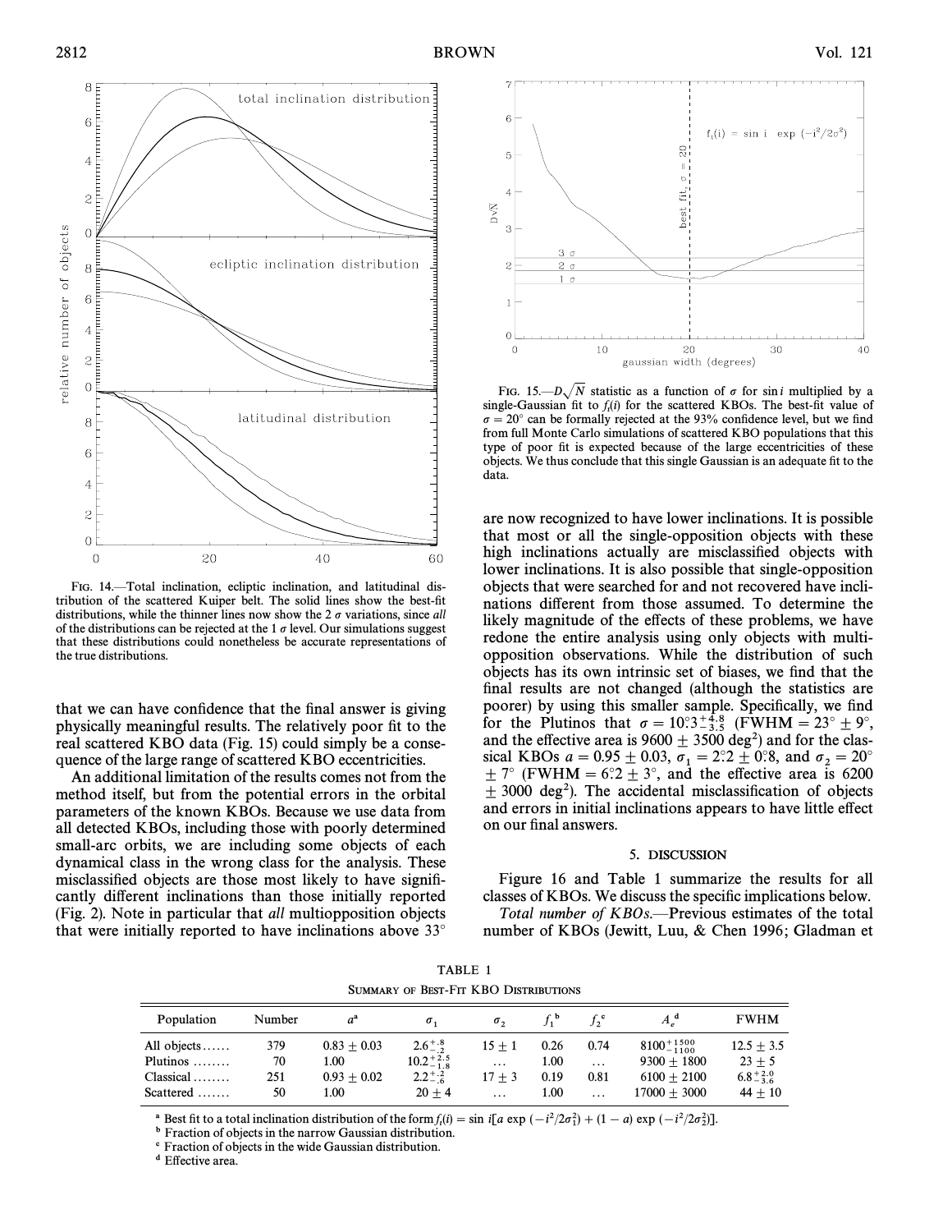FIG. 14.—Total inclination, ecliptic inclination, and latitudinal distribution of the scattered Kuiper belt. The solid lines show the best-fit distributions, while the thinner lines now show the 2 $\sigma$ variations, since *all* of the distributions can be rejected at the 1 $\sigma$ level. Our simulations suggest that these distributions could nonetheless be accurate representations of the true distributions.

FIG. 15.—$D\sqrt{N}$ statistic as a function of $\sigma$ for $\sin i$ multiplied by a single-Gaussian fit to $f_t(i)$ for the scattered KBOs. The best-fit value of $\sigma = 20°$ can be formally rejected at the 93% confidence level, but we find from full Monte Carlo simulations of scattered KBO populations that this type of poor fit is expected because of the large eccentricities of these objects. We thus conclude that this single Gaussian is an adequate fit to the data.

that we can have confidence that the final answer is giving physically meaningful results. The relatively poor fit to the real scattered KBO data (Fig. 15) could simply be a consequence of the large range of scattered KBO eccentricities.

An additional limitation of the results comes not from the method itself, but from the potential errors in the orbital parameters of the known KBOs. Because we use data from all detected KBOs, including those with poorly determined small-arc orbits, we are including some objects of each dynamical class in the wrong class for the analysis. These misclassified objects are those most likely to have significantly different inclinations than those initially reported (Fig. 2). Note in particular that *all* multiopposition objects that were initially reported to have inclinations above 33° are now recognized to have lower inclinations. It is possible that most or all the single-opposition objects with these high inclinations actually are misclassified objects with lower inclinations. It is also possible that single-opposition objects that were searched for and not recovered have inclinations different from those assumed. To determine the likely magnitude of the effects of these problems, we have redone the entire analysis using only objects with multi-opposition observations. While the distribution of such objects has its own intrinsic set of biases, we find that the final results are not changed (although the statistics are poorer) by using this smaller sample. Specifically, we find for the Plutinos that $\sigma = 10.3^{+4.8}_{-3.5}$ (FWHM $= 23° \pm 9°$, and the effective area is $9600 \pm 3500$ deg$^2$) and for the classical KBOs $a = 0.95 \pm 0.03$, $\sigma_1 = 2.2 \pm 0.8$, and $\sigma_2 = 20° \pm 7°$ (FWHM $= 6.2 \pm 3°$, and the effective area is $6200 \pm 3000$ deg$^2$). The accidental misclassification of objects and errors in initial inclinations appears to have little effect on our final answers.

## 5. DISCUSSION

Figure 16 and Table 1 summarize the results for all classes of KBOs. We discuss the specific implications below.

*Total number of KBOs.*—Previous estimates of the total number of KBOs (Jewitt, Luu, & Chen 1996; Gladman et

TABLE 1

SUMMARY OF BEST-FIT KBO DISTRIBUTIONS

| Population | Number | $a$[a] | $\sigma_1$ | $\sigma_2$ | $f_1$[b] | $f_2$[c] | $A_e$[d] | FWHM |
|---|---|---|---|---|---|---|---|---|
| All objects…… | 379 | $0.83 \pm 0.03$ | $2.6^{+.8}_{-.2}$ | $15 \pm 1$ | 0.26 | 0.74 | $8100^{+1500}_{-1100}$ | $12.5 \pm 3.5$ |
| Plutinos …….. | 70 | 1.00 | $10.2^{+2.5}_{-1.8}$ | … | 1.00 | … | $9300 \pm 1800$ | $23 \pm 5$ |
| Classical …….. | 251 | $0.93 \pm 0.02$ | $2.2^{+.2}_{-.6}$ | $17 \pm 3$ | 0.19 | 0.81 | $6100 \pm 2100$ | $6.8^{+2.0}_{-3.6}$ |
| Scattered ……. | 50 | 1.00 | $20 \pm 4$ | … | 1.00 | … | $17000 \pm 3000$ | $44 \pm 10$ |

[a] Best fit to a total inclination distribution of the form $f_t(i) = \sin i[a \exp(-i^2/2\sigma_1^2) + (1-a)\exp(-i^2/2\sigma_2^2)]$.

[b] Fraction of objects in the narrow Gaussian distribution.

[c] Fraction of objects in the wide Gaussian distribution.

[d] Effective area.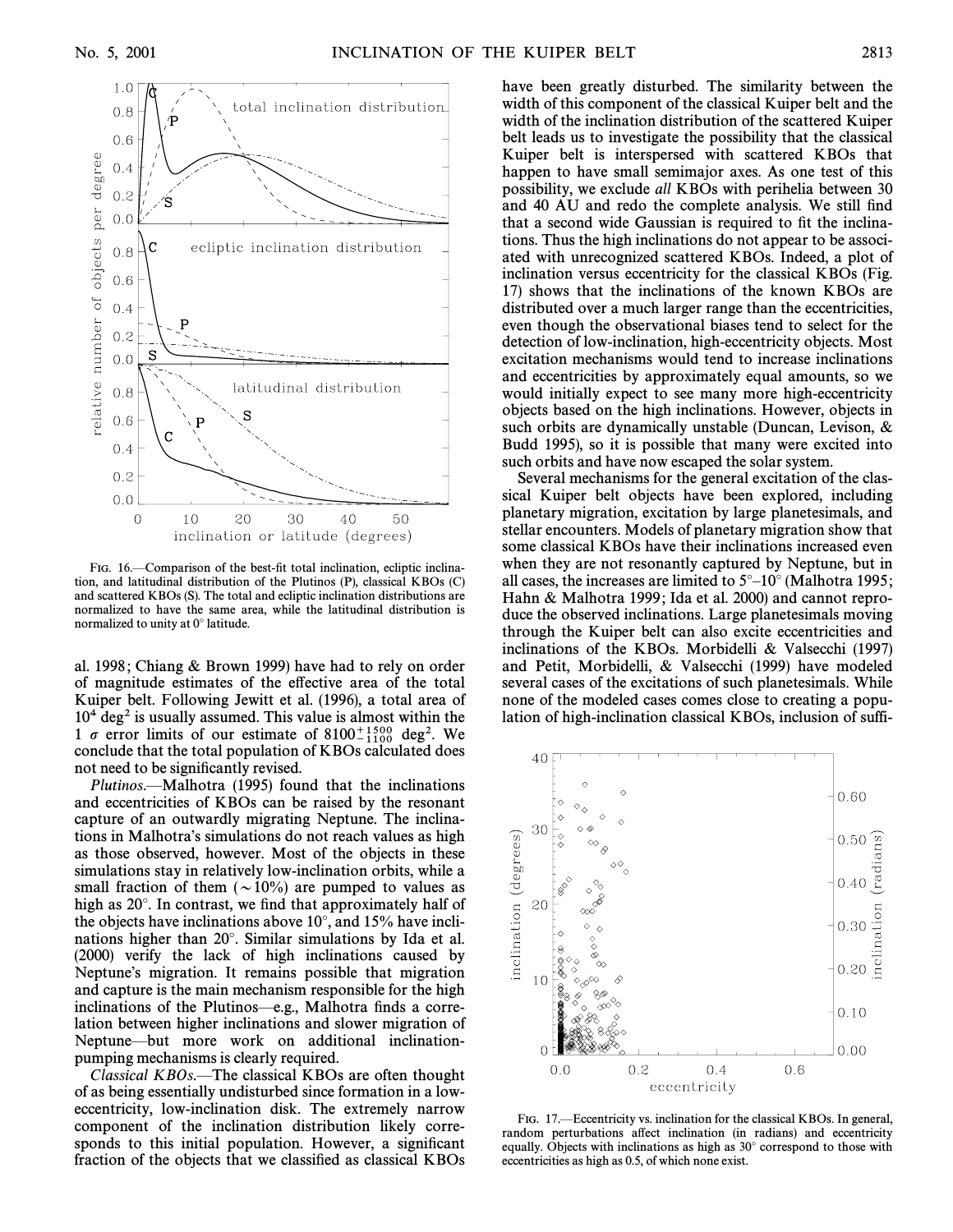FIG. 16.—Comparison of the best-fit total inclination, ecliptic inclination, and latitudinal distribution of the Plutinos (P), classical KBOs (C) and scattered KBOs (S). The total and ecliptic inclination distributions are normalized to have the same area, while the latitudinal distribution is normalized to unity at 0° latitude.

al. 1998; Chiang & Brown 1999) have had to rely on order of magnitude estimates of the effective area of the total Kuiper belt. Following Jewitt et al. (1996), a total area of $10^4$ deg$^2$ is usually assumed. This value is almost within the 1 $\sigma$ error limits of our estimate of $8100^{+1500}_{-1100}$ deg$^2$. We conclude that the total population of KBOs calculated does not need to be significantly revised.

*Plutinos.*—Malhotra (1995) found that the inclinations and eccentricities of KBOs can be raised by the resonant capture of an outwardly migrating Neptune. The inclinations in Malhotra's simulations do not reach values as high as those observed, however. Most of the objects in these simulations stay in relatively low-inclination orbits, while a small fraction of them ($\sim$10%) are pumped to values as high as 20°. In contrast, we find that approximately half of the objects have inclinations above 10°, and 15% have inclinations higher than 20°. Similar simulations by Ida et al. (2000) verify the lack of high inclinations caused by Neptune's migration. It remains possible that migration and capture is the main mechanism responsible for the high inclinations of the Plutinos—e.g., Malhotra finds a correlation between higher inclinations and slower migration of Neptune—but more work on additional inclination-pumping mechanisms is clearly required.

*Classical KBOs.*—The classical KBOs are often thought of as being essentially undisturbed since formation in a low-eccentricity, low-inclination disk. The extremely narrow component of the inclination distribution likely corresponds to this initial population. However, a significant fraction of the objects that we classified as classical KBOs have been greatly disturbed. The similarity between the width of this component of the classical Kuiper belt and the width of the inclination distribution of the scattered Kuiper belt leads us to investigate the possibility that the classical Kuiper belt is interspersed with scattered KBOs that happen to have small semimajor axes. As one test of this possibility, we exclude *all* KBOs with perihelia between 30 and 40 AU and redo the complete analysis. We still find that a second wide Gaussian is required to fit the inclinations. Thus the high inclinations do not appear to be associated with unrecognized scattered KBOs. Indeed, a plot of inclination versus eccentricity for the classical KBOs (Fig. 17) shows that the inclinations of the known KBOs are distributed over a much larger range than the eccentricities, even though the observational biases tend to select for the detection of low-inclination, high-eccentricity objects. Most excitation mechanisms would tend to increase inclinations and eccentricities by approximately equal amounts, so we would initially expect to see many more high-eccentricity objects based on the high inclinations. However, objects in such orbits are dynamically unstable (Duncan, Levison, & Budd 1995), so it is possible that many were excited into such orbits and have now escaped the solar system.

Several mechanisms for the general excitation of the classical Kuiper belt objects have been explored, including planetary migration, excitation by large planetesimals, and stellar encounters. Models of planetary migration show that some classical KBOs have their inclinations increased even when they are not resonantly captured by Neptune, but in all cases, the increases are limited to 5°–10° (Malhotra 1995; Hahn & Malhotra 1999; Ida et al. 2000) and cannot reproduce the observed inclinations. Large planetesimals moving through the Kuiper belt can also excite eccentricities and inclinations of the KBOs. Morbidelli & Valsecchi (1997) and Petit, Morbidelli, & Valsecchi (1999) have modeled several cases of the excitations of such planetesimals. While none of the modeled cases comes close to creating a population of high-inclination classical KBOs, inclusion of suffi-

FIG. 17.—Eccentricity vs. inclination for the classical KBOs. In general, random perturbations affect inclination (in radians) and eccentricity equally. Objects with inclinations as high as 30° correspond to those with eccentricities as high as 0.5, of which none exist.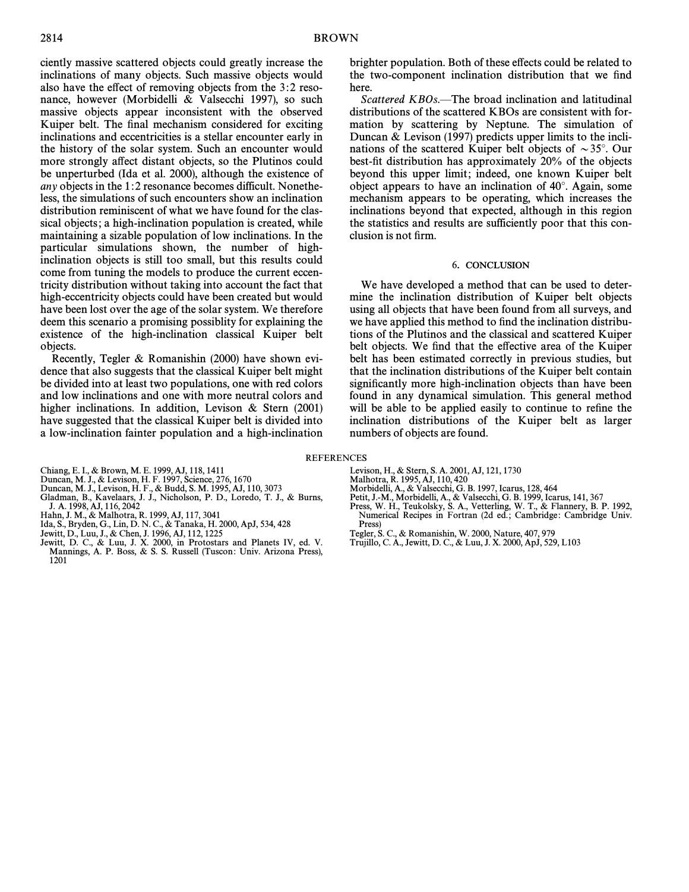ciently massive scattered objects could greatly increase the inclinations of many objects. Such massive objects would also have the effect of removing objects from the 3:2 resonance, however (Morbidelli & Valsecchi 1997), so such massive objects appear inconsistent with the observed Kuiper belt. The final mechanism considered for exciting inclinations and eccentricities is a stellar encounter early in the history of the solar system. Such an encounter would more strongly affect distant objects, so the Plutinos could be unperturbed (Ida et al. 2000), although the existence of *any* objects in the 1:2 resonance becomes difficult. Nonetheless, the simulations of such encounters show an inclination distribution reminiscent of what we have found for the classical objects; a high-inclination population is created, while maintaining a sizable population of low inclinations. In the particular simulations shown, the number of high-inclination objects is still too small, but this results could come from tuning the models to produce the current eccentricity distribution without taking into account the fact that high-eccentricity objects could have been created but would have been lost over the age of the solar system. We therefore deem this scenario a promising possiblity for explaining the existence of the high-inclination classical Kuiper belt objects.

Recently, Tegler & Romanishin (2000) have shown evidence that also suggests that the classical Kuiper belt might be divided into at least two populations, one with red colors and low inclinations and one with more neutral colors and higher inclinations. In addition, Levison & Stern (2001) have suggested that the classical Kuiper belt is divided into a low-inclination fainter population and a high-inclination brighter population. Both of these effects could be related to the two-component inclination distribution that we find here.

*Scattered KBOs.*—The broad inclination and latitudinal distributions of the scattered KBOs are consistent with formation by scattering by Neptune. The simulation of Duncan & Levison (1997) predicts upper limits to the inclinations of the scattered Kuiper belt objects of $\sim 35°$. Our best-fit distribution has approximately 20% of the objects beyond this upper limit; indeed, one known Kuiper belt object appears to have an inclination of 40°. Again, some mechanism appears to be operating, which increases the inclinations beyond that expected, although in this region the statistics and results are sufficiently poor that this conclusion is not firm.

## 6. CONCLUSION

We have developed a method that can be used to determine the inclination distribution of Kuiper belt objects using all objects that have been found from all surveys, and we have applied this method to find the inclination distributions of the Plutinos and the classical and scattered Kuiper belt objects. We find that the effective area of the Kuiper belt has been estimated correctly in previous studies, but that the inclination distributions of the Kuiper belt contain significantly more high-inclination objects than have been found in any dynamical simulation. This general method will be able to be applied easily to continue to refine the inclination distributions of the Kuiper belt as larger numbers of objects are found.

## REFERENCES

Chiang, E. I., & Brown, M. E. 1999, AJ, 118, 1411
Duncan, M. J., & Levison, H. F. 1997, Science, 276, 1670
Duncan, M. J., Levison, H. F., & Budd, S. M. 1995, AJ, 110, 3073
Gladman, B., Kavelaars, J. J., Nicholson, P. D., Loredo, T. J., & Burns, J. A. 1998, AJ, 116, 2042
Hahn, J. M., & Malhotra, R. 1999, AJ, 117, 3041
Ida, S., Bryden, G., Lin, D. N. C., & Tanaka, H. 2000, ApJ, 534, 428
Jewitt, D., Luu, J., & Chen, J. 1996, AJ, 112, 1225
Jewitt, D. C., & Luu, J. X. 2000, in Protostars and Planets IV, ed. V. Mannings, A. P. Boss, & S. S. Russell (Tuscon: Univ. Arizona Press), 1201
Levison, H., & Stern, S. A. 2001, AJ, 121, 1730
Malhotra, R. 1995, AJ, 110, 420
Morbidelli, A., & Valsecchi, G. B. 1997, Icarus, 128, 464
Petit, J.-M., Morbidelli, A., & Valsecchi, G. B. 1999, Icarus, 141, 367
Press, W. H., Teukolsky, S. A., Vetterling, W. T., & Flannery, B. P. 1992, Numerical Recipes in Fortran (2d ed.; Cambridge: Cambridge Univ. Press)
Tegler, S. C., & Romanishin, W. 2000, Nature, 407, 979
Trujillo, C. A., Jewitt, D. C., & Luu, J. X. 2000, ApJ, 529, L103